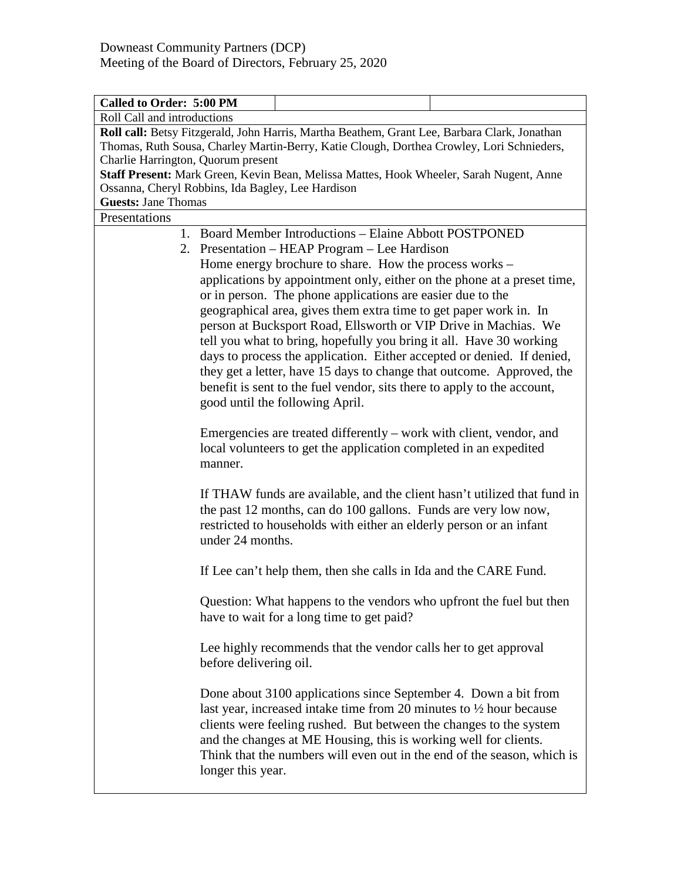Downeast Community Partners (DCP)
Meeting of the Board of Directors, February 25, 2020

| **Called to Order: 5:00 PM** | | |
|---|---|---|

Roll Call and introductions

**Roll call:** Betsy Fitzgerald, John Harris, Martha Beathem, Grant Lee, Barbara Clark, Jonathan Thomas, Ruth Sousa, Charley Martin-Berry, Katie Clough, Dorthea Crowley, Lori Schnieders, Charlie Harrington, Quorum present

**Staff Present:** Mark Green, Kevin Bean, Melissa Mattes, Hook Wheeler, Sarah Nugent, Anne Ossanna, Cheryl Robbins, Ida Bagley, Lee Hardison

**Guests:** Jane Thomas

Presentations

1. Board Member Introductions – Elaine Abbott POSTPONED
2. Presentation – HEAP Program – Lee Hardison

   Home energy brochure to share. How the process works – applications by appointment only, either on the phone at a preset time, or in person. The phone applications are easier due to the geographical area, gives them extra time to get paper work in. In person at Bucksport Road, Ellsworth or VIP Drive in Machias. We tell you what to bring, hopefully you bring it all. Have 30 working days to process the application. Either accepted or denied. If denied, they get a letter, have 15 days to change that outcome. Approved, the benefit is sent to the fuel vendor, sits there to apply to the account, good until the following April.

   Emergencies are treated differently – work with client, vendor, and local volunteers to get the application completed in an expedited manner.

   If THAW funds are available, and the client hasn't utilized that fund in the past 12 months, can do 100 gallons. Funds are very low now, restricted to households with either an elderly person or an infant under 24 months.

   If Lee can't help them, then she calls in Ida and the CARE Fund.

   Question: What happens to the vendors who upfront the fuel but then have to wait for a long time to get paid?

   Lee highly recommends that the vendor calls her to get approval before delivering oil.

   Done about 3100 applications since September 4. Down a bit from last year, increased intake time from 20 minutes to ½ hour because clients were feeling rushed. But between the changes to the system and the changes at ME Housing, this is working well for clients. Think that the numbers will even out in the end of the season, which is longer this year.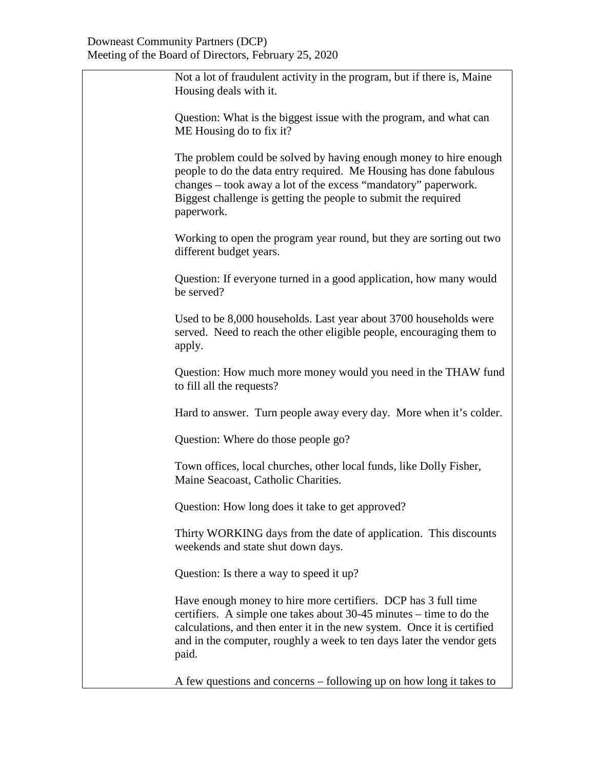Not a lot of fraudulent activity in the program, but if there is, Maine Housing deals with it.

Question: What is the biggest issue with the program, and what can ME Housing do to fix it?

The problem could be solved by having enough money to hire enough people to do the data entry required. Me Housing has done fabulous changes – took away a lot of the excess "mandatory" paperwork. Biggest challenge is getting the people to submit the required paperwork.

Working to open the program year round, but they are sorting out two different budget years.

Question: If everyone turned in a good application, how many would be served?

Used to be 8,000 households. Last year about 3700 households were served. Need to reach the other eligible people, encouraging them to apply.

Question: How much more money would you need in the THAW fund to fill all the requests?

Hard to answer. Turn people away every day. More when it's colder.

Question: Where do those people go?

Town offices, local churches, other local funds, like Dolly Fisher, Maine Seacoast, Catholic Charities.

Question: How long does it take to get approved?

Thirty WORKING days from the date of application. This discounts weekends and state shut down days.

Question: Is there a way to speed it up?

Have enough money to hire more certifiers. DCP has 3 full time certifiers. A simple one takes about 30-45 minutes – time to do the calculations, and then enter it in the new system. Once it is certified and in the computer, roughly a week to ten days later the vendor gets paid.

A few questions and concerns – following up on how long it takes to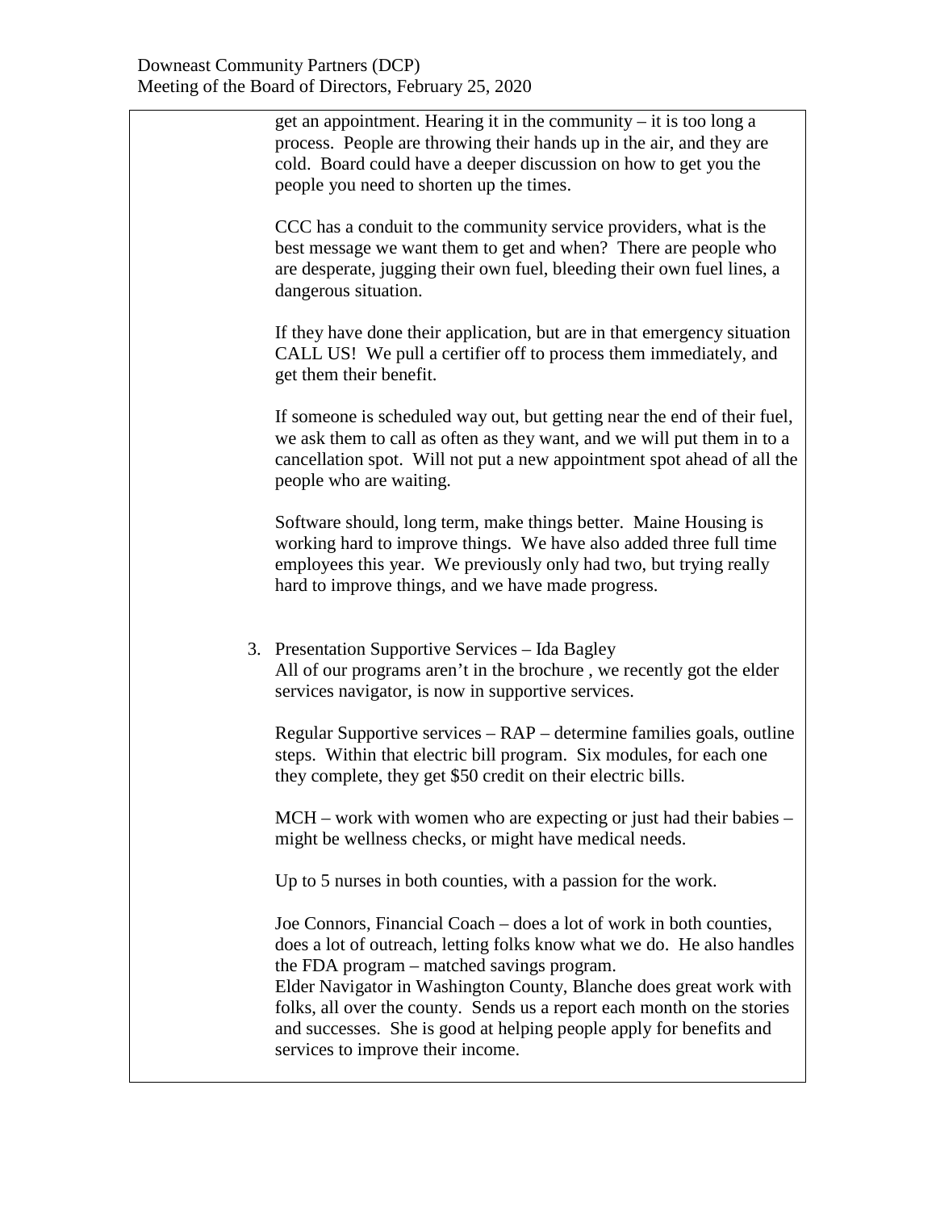get an appointment. Hearing it in the community – it is too long a process. People are throwing their hands up in the air, and they are cold. Board could have a deeper discussion on how to get you the people you need to shorten up the times.

CCC has a conduit to the community service providers, what is the best message we want them to get and when? There are people who are desperate, jugging their own fuel, bleeding their own fuel lines, a dangerous situation.

If they have done their application, but are in that emergency situation CALL US! We pull a certifier off to process them immediately, and get them their benefit.

If someone is scheduled way out, but getting near the end of their fuel, we ask them to call as often as they want, and we will put them in to a cancellation spot. Will not put a new appointment spot ahead of all the people who are waiting.

Software should, long term, make things better. Maine Housing is working hard to improve things. We have also added three full time employees this year. We previously only had two, but trying really hard to improve things, and we have made progress.

3. Presentation Supportive Services – Ida Bagley
   All of our programs aren't in the brochure , we recently got the elder services navigator, is now in supportive services.

   Regular Supportive services – RAP – determine families goals, outline steps. Within that electric bill program. Six modules, for each one they complete, they get $50 credit on their electric bills.

   MCH – work with women who are expecting or just had their babies – might be wellness checks, or might have medical needs.

   Up to 5 nurses in both counties, with a passion for the work.

   Joe Connors, Financial Coach – does a lot of work in both counties, does a lot of outreach, letting folks know what we do. He also handles the FDA program – matched savings program.
   Elder Navigator in Washington County, Blanche does great work with folks, all over the county. Sends us a report each month on the stories and successes. She is good at helping people apply for benefits and services to improve their income.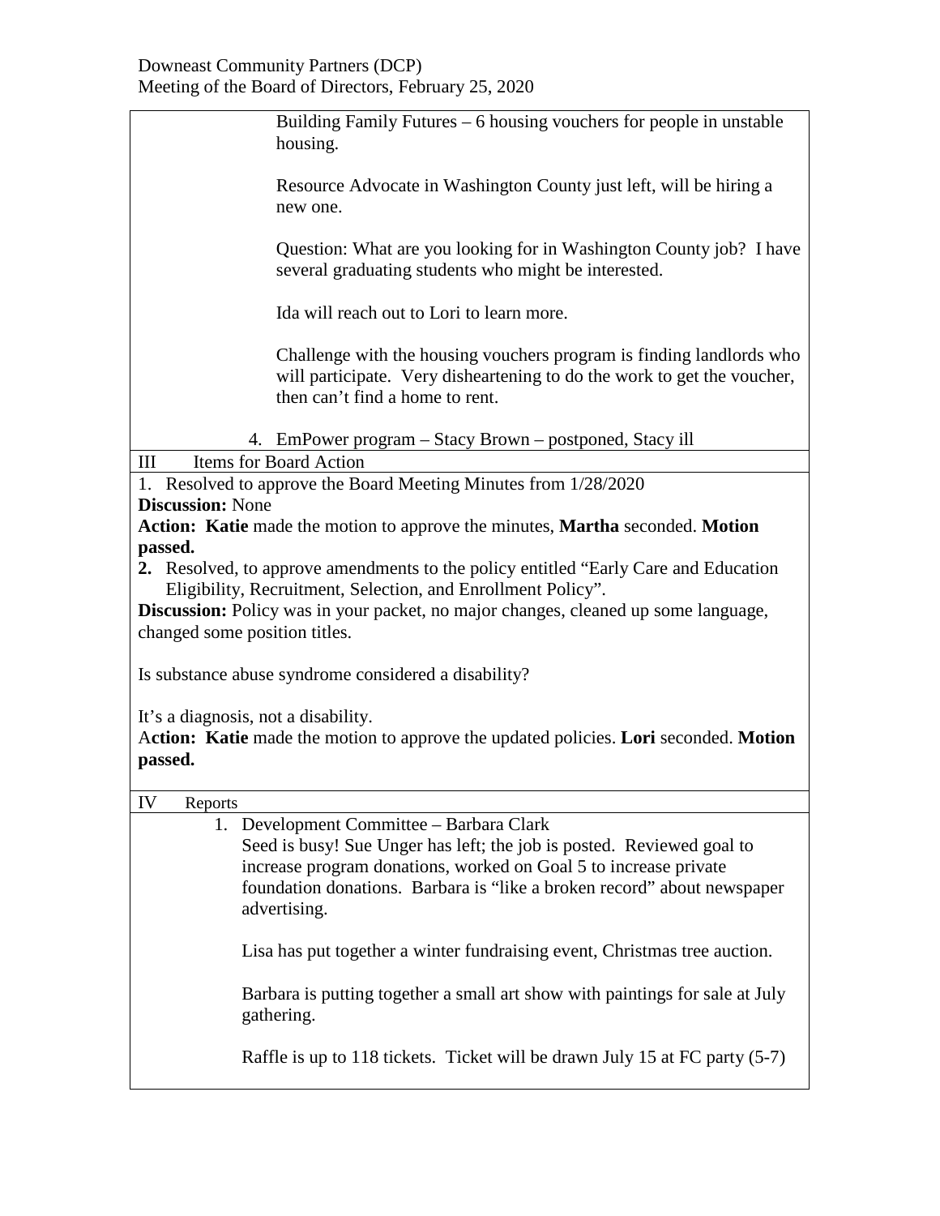Building Family Futures – 6 housing vouchers for people in unstable housing.

Resource Advocate in Washington County just left, will be hiring a new one.

Question: What are you looking for in Washington County job? I have several graduating students who might be interested.

Ida will reach out to Lori to learn more.

Challenge with the housing vouchers program is finding landlords who will participate. Very disheartening to do the work to get the voucher, then can't find a home to rent.

4. EmPower program – Stacy Brown – postponed, Stacy ill

## III Items for Board Action

1. Resolved to approve the Board Meeting Minutes from 1/28/2020

**Discussion:** None

**Action: Katie** made the motion to approve the minutes, **Martha** seconded. **Motion passed.**

2. Resolved, to approve amendments to the policy entitled "Early Care and Education Eligibility, Recruitment, Selection, and Enrollment Policy".

**Discussion:** Policy was in your packet, no major changes, cleaned up some language, changed some position titles.

Is substance abuse syndrome considered a disability?

It's a diagnosis, not a disability.

**Action: Katie** made the motion to approve the updated policies. **Lori** seconded. **Motion passed.**

## IV Reports

1. Development Committee – Barbara Clark

   Seed is busy! Sue Unger has left; the job is posted. Reviewed goal to increase program donations, worked on Goal 5 to increase private foundation donations. Barbara is "like a broken record" about newspaper advertising.

   Lisa has put together a winter fundraising event, Christmas tree auction.

   Barbara is putting together a small art show with paintings for sale at July gathering.

   Raffle is up to 118 tickets. Ticket will be drawn July 15 at FC party (5-7)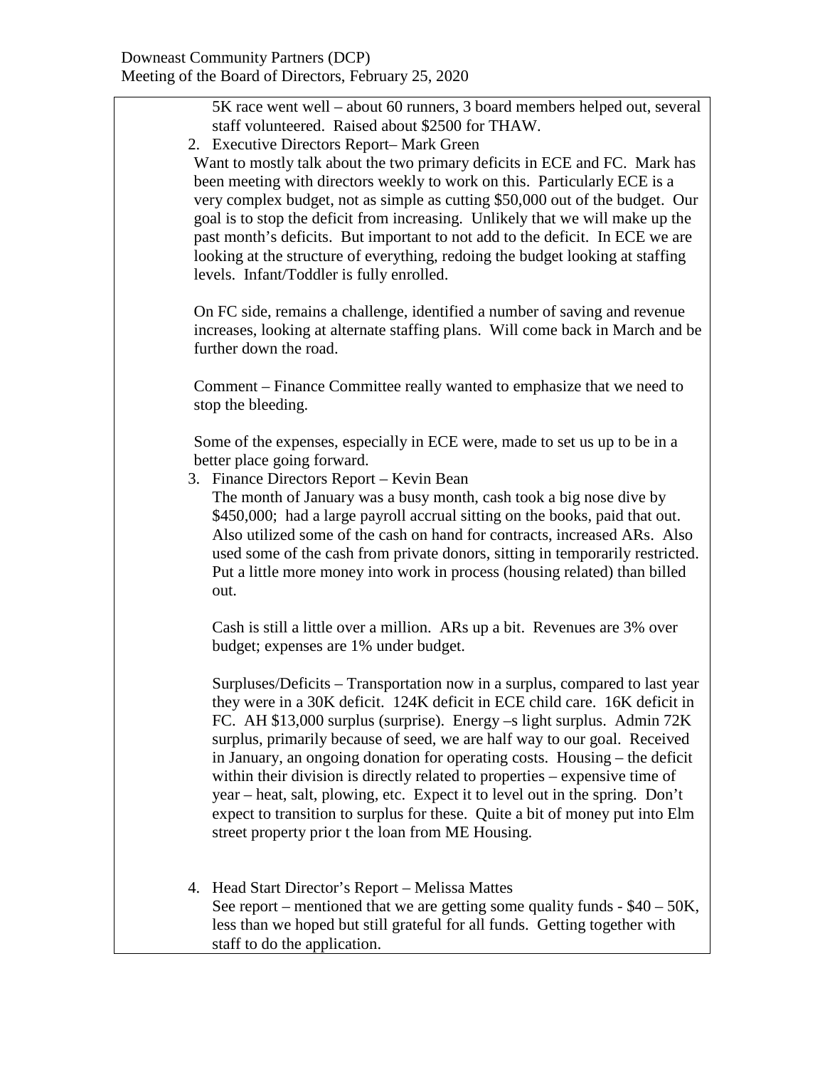Downeast Community Partners (DCP)
Meeting of the Board of Directors, February 25, 2020

5K race went well – about 60 runners, 3 board members helped out, several staff volunteered. Raised about $2500 for THAW.

2. Executive Directors Report– Mark Green

Want to mostly talk about the two primary deficits in ECE and FC. Mark has been meeting with directors weekly to work on this. Particularly ECE is a very complex budget, not as simple as cutting $50,000 out of the budget. Our goal is to stop the deficit from increasing. Unlikely that we will make up the past month's deficits. But important to not add to the deficit. In ECE we are looking at the structure of everything, redoing the budget looking at staffing levels. Infant/Toddler is fully enrolled.

On FC side, remains a challenge, identified a number of saving and revenue increases, looking at alternate staffing plans. Will come back in March and be further down the road.

Comment – Finance Committee really wanted to emphasize that we need to stop the bleeding.

Some of the expenses, especially in ECE were, made to set us up to be in a better place going forward.

3. Finance Directors Report – Kevin Bean

The month of January was a busy month, cash took a big nose dive by $450,000; had a large payroll accrual sitting on the books, paid that out. Also utilized some of the cash on hand for contracts, increased ARs. Also used some of the cash from private donors, sitting in temporarily restricted. Put a little more money into work in process (housing related) than billed out.

Cash is still a little over a million. ARs up a bit. Revenues are 3% over budget; expenses are 1% under budget.

Surpluses/Deficits – Transportation now in a surplus, compared to last year they were in a 30K deficit. 124K deficit in ECE child care. 16K deficit in FC. AH $13,000 surplus (surprise). Energy –s light surplus. Admin 72K surplus, primarily because of seed, we are half way to our goal. Received in January, an ongoing donation for operating costs. Housing – the deficit within their division is directly related to properties – expensive time of year – heat, salt, plowing, etc. Expect it to level out in the spring. Don't expect to transition to surplus for these. Quite a bit of money put into Elm street property prior t the loan from ME Housing.

4. Head Start Director's Report – Melissa Mattes

See report – mentioned that we are getting some quality funds - $40 – 50K, less than we hoped but still grateful for all funds. Getting together with staff to do the application.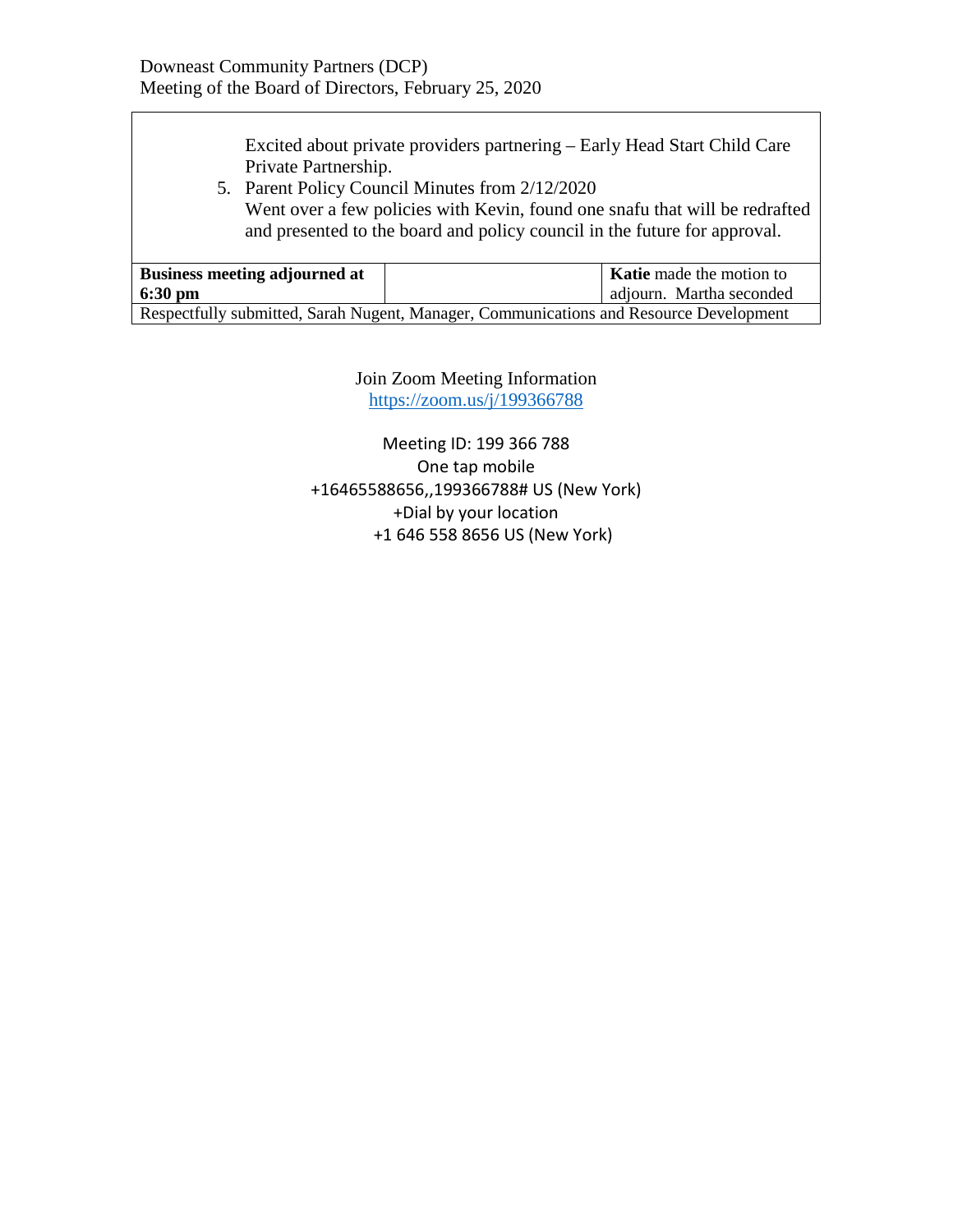Downeast Community Partners (DCP)
Meeting of the Board of Directors, February 25, 2020

Excited about private providers partnering – Early Head Start Child Care Private Partnership.

5. Parent Policy Council Minutes from 2/12/2020
   Went over a few policies with Kevin, found one snafu that will be redrafted and presented to the board and policy council in the future for approval.

| | | |
|---|---|---|
| **Business meeting adjourned at 6:30 pm** | | **Katie** made the motion to adjourn. Martha seconded |
| Respectfully submitted, Sarah Nugent, Manager, Communications and Resource Development | | |

Join Zoom Meeting Information
https://zoom.us/j/199366788

Meeting ID: 199 366 788
One tap mobile
+16465588656,,199366788# US (New York)
+Dial by your location
+1 646 558 8656 US (New York)